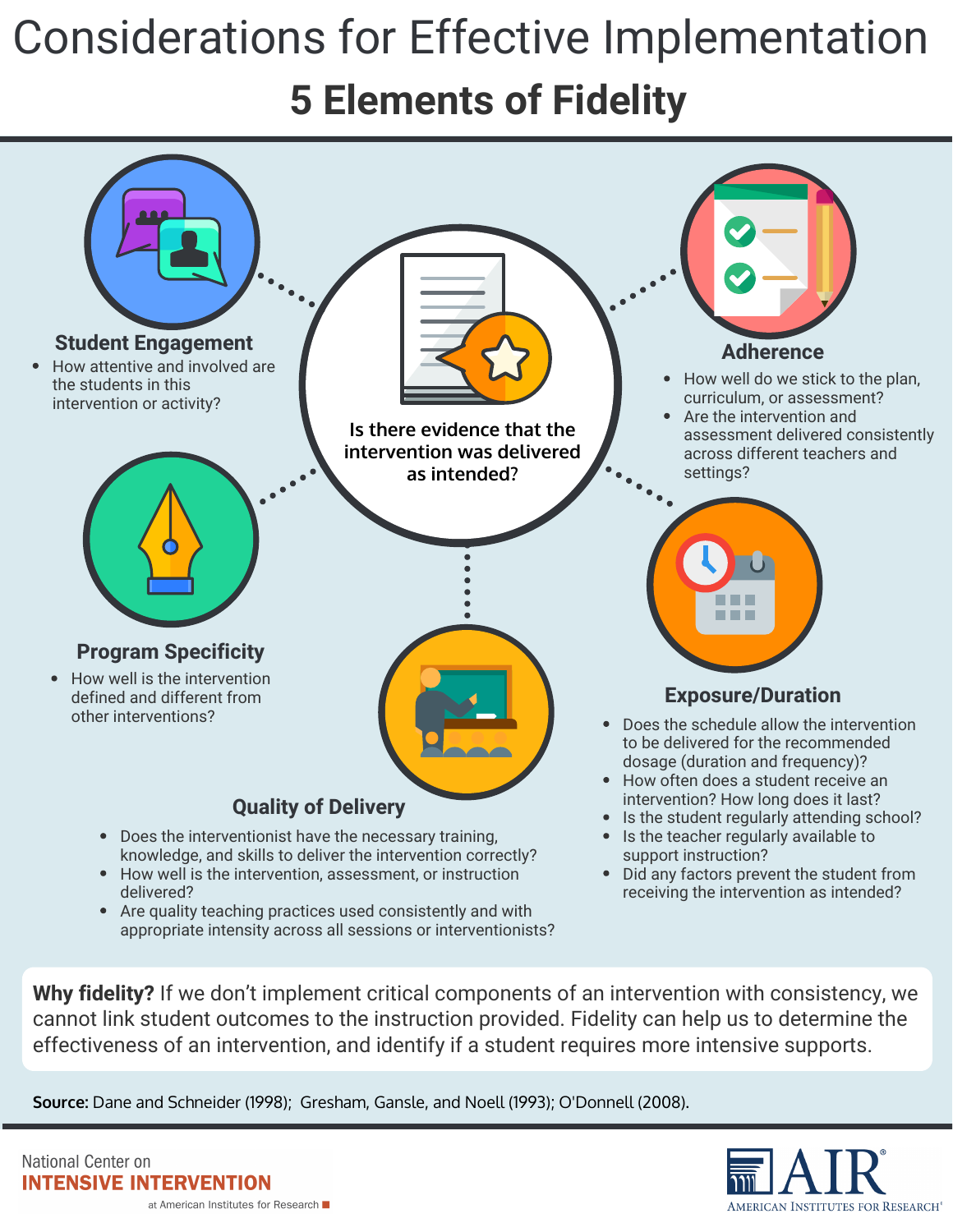# Considerations for Effective Implementation

## 5 Elements of Fidelity

**Is there evidence that the intervention was delivered as intended?**

### Student Engagement

- How attentive and involved are the students in this intervention or activity?

### Adherence

- How well do we stick to the plan, curriculum, or assessment?
- Are the intervention and assessment delivered consistently across different teachers and settings?

### Program Specificity

- How well is the intervention defined and different from other interventions?

### Exposure/Duration

- Does the schedule allow the intervention to be delivered for the recommended dosage (duration and frequency)?
- How often does a student receive an intervention? How long does it last?
- Is the student regularly attending school?
- Is the teacher regularly available to support instruction?
- Did any factors prevent the student from receiving the intervention as intended?

### Quality of Delivery

- Does the interventionist have the necessary training, knowledge, and skills to deliver the intervention correctly?
- How well is the intervention, assessment, or instruction delivered?
- Are quality teaching practices used consistently and with appropriate intensity across all sessions or interventionists?

**Why fidelity?** If we don't implement critical components of an intervention with consistency, we cannot link student outcomes to the instruction provided. Fidelity can help us to determine the effectiveness of an intervention, and identify if a student requires more intensive supports.

**Source:** Dane and Schneider (1998); Gresham, Gansle, and Noell (1993); O'Donnell (2008).

National Center on **INTENSIVE INTERVENTION** at American Institutes for Research

AIR AMERICAN INSTITUTES FOR RESEARCH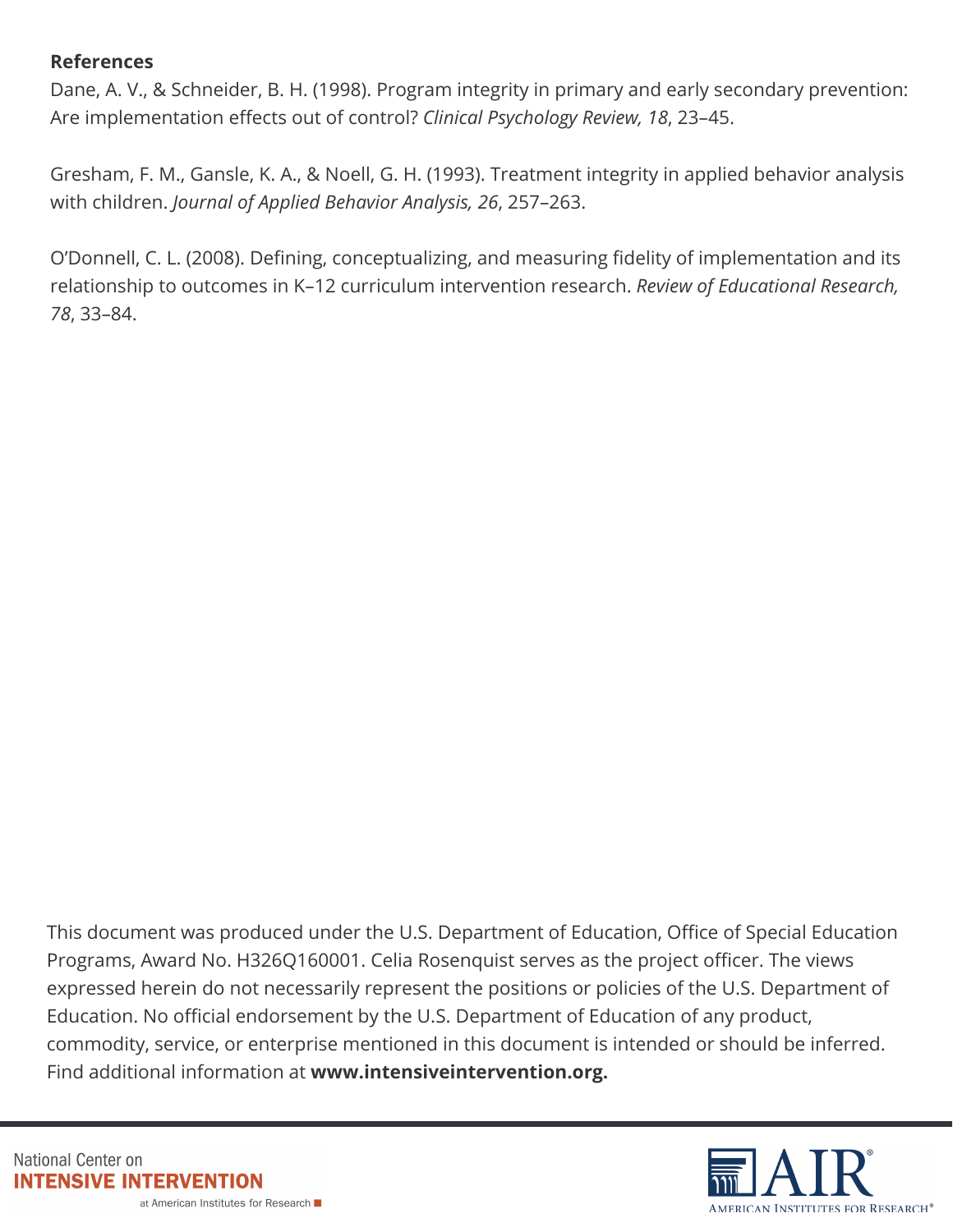**References**

Dane, A. V., & Schneider, B. H. (1998). Program integrity in primary and early secondary prevention: Are implementation effects out of control? *Clinical Psychology Review, 18*, 23–45.

Gresham, F. M., Gansle, K. A., & Noell, G. H. (1993). Treatment integrity in applied behavior analysis with children. *Journal of Applied Behavior Analysis, 26*, 257–263.

O'Donnell, C. L. (2008). Defining, conceptualizing, and measuring fidelity of implementation and its relationship to outcomes in K–12 curriculum intervention research. *Review of Educational Research, 78*, 33–84.

This document was produced under the U.S. Department of Education, Office of Special Education Programs, Award No. H326Q160001. Celia Rosenquist serves as the project officer. The views expressed herein do not necessarily represent the positions or policies of the U.S. Department of Education. No official endorsement by the U.S. Department of Education of any product, commodity, service, or enterprise mentioned in this document is intended or should be inferred. Find additional information at **www.intensiveintervention.org.**

National Center on
**INTENSIVE INTERVENTION**
at American Institutes for Research

AIR®
American Institutes for Research®